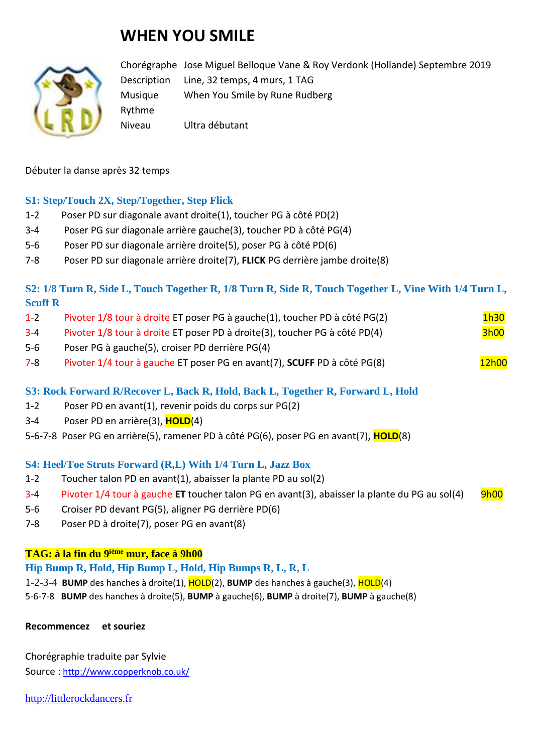# WHEN YOU SMILE

| | |
|---|---|
| Chorégraphe | Jose Miguel Belloque Vane & Roy Verdonk (Hollande) Septembre 2019 |
| Description | Line, 32 temps, 4 murs, 1 TAG |
| Musique | When You Smile by Rune Rudberg |
| Rythme | |
| Niveau | Ultra débutant |

Débuter la danse après 32 temps

### S1: Step/Touch 2X, Step/Together, Step Flick

1-2 Poser PD sur diagonale avant droite(1), toucher PG à côté PD(2)
3-4 Poser PG sur diagonale arrière gauche(3), toucher PD à côté PG(4)
5-6 Poser PD sur diagonale arrière droite(5), poser PG à côté PD(6)
7-8 Poser PD sur diagonale arrière droite(7), **FLICK** PG derrière jambe droite(8)

### S2: 1/8 Turn R, Side L, Touch Together R, 1/8 Turn R, Side R, Touch Together L, Vine With 1/4 Turn L, Scuff R

1-2 Pivoter 1/8 tour à droite ET poser PG à gauche(1), toucher PD à côté PG(2) — 1h30
3-4 Pivoter 1/8 tour à droite ET poser PD à droite(3), toucher PG à côté PD(4) — 3h00
5-6 Poser PG à gauche(5), croiser PD derrière PG(4)
7-8 Pivoter 1/4 tour à gauche ET poser PG en avant(7), **SCUFF** PD à côté PG(8) — 12h00

### S3: Rock Forward R/Recover L, Back R, Hold, Back L, Together R, Forward L, Hold

1-2 Poser PD en avant(1), revenir poids du corps sur PG(2)
3-4 Poser PD en arrière(3), **HOLD**(4)
5-6-7-8 Poser PG en arrière(5), ramener PD à côté PG(6), poser PG en avant(7), **HOLD**(8)

### S4: Heel/Toe Struts Forward (R,L) With 1/4 Turn L, Jazz Box

1-2 Toucher talon PD en avant(1), abaisser la plante PD au sol(2)
3-4 Pivoter 1/4 tour à gauche **ET** toucher talon PG en avant(3), abaisser la plante du PG au sol(4) — 9h00
5-6 Croiser PD devant PG(5), aligner PG derrière PD(6)
7-8 Poser PD à droite(7), poser PG en avant(8)

### TAG: à la fin du 9ième mur, face à 9h00

### Hip Bump R, Hold, Hip Bump L, Hold, Hip Bumps R, L, R, L

1-2-3-4 **BUMP** des hanches à droite(1), HOLD(2), **BUMP** des hanches à gauche(3), HOLD(4)
5-6-7-8 **BUMP** des hanches à droite(5), **BUMP** à gauche(6), **BUMP** à droite(7), **BUMP** à gauche(8)

**Recommencez et souriez**

Chorégraphie traduite par Sylvie
Source : http://www.copperknob.co.uk/

http://littlerockdancers.fr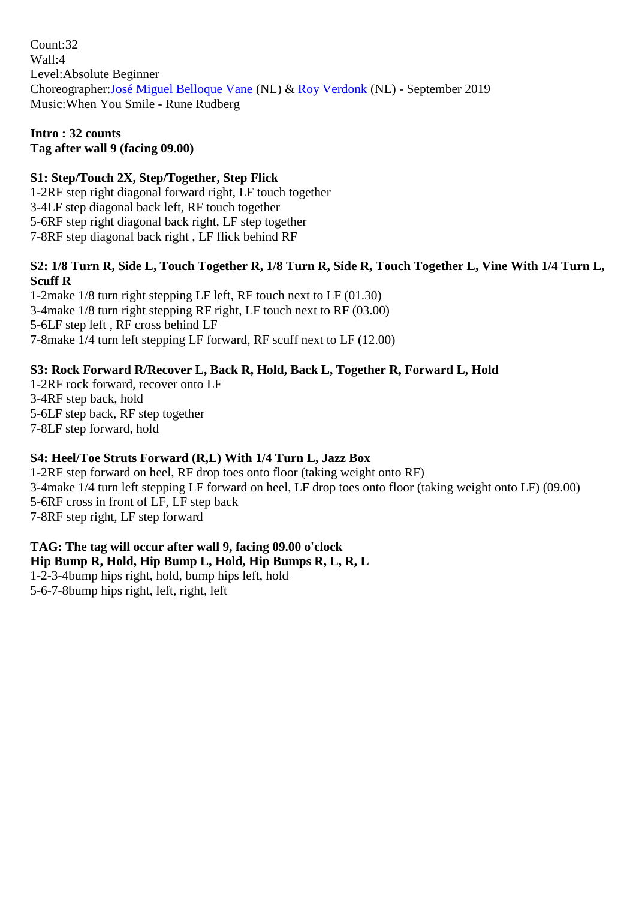Count:32
Wall:4
Level:Absolute Beginner
Choreographer:José Miguel Belloque Vane (NL) & Roy Verdonk (NL) - September 2019
Music:When You Smile - Rune Rudberg

**Intro : 32 counts**
**Tag after wall 9 (facing 09.00)**

**S1: Step/Touch 2X, Step/Together, Step Flick**
1-2RF step right diagonal forward right, LF touch together
3-4LF step diagonal back left, RF touch together
5-6RF step right diagonal back right, LF step together
7-8RF step diagonal back right , LF flick behind RF

**S2: 1/8 Turn R, Side L, Touch Together R, 1/8 Turn R, Side R, Touch Together L, Vine With 1/4 Turn L, Scuff R**
1-2make 1/8 turn right stepping LF left, RF touch next to LF (01.30)
3-4make 1/8 turn right stepping RF right, LF touch next to RF (03.00)
5-6LF step left , RF cross behind LF
7-8make 1/4 turn left stepping LF forward, RF scuff next to LF (12.00)

**S3: Rock Forward R/Recover L, Back R, Hold, Back L, Together R, Forward L, Hold**
1-2RF rock forward, recover onto LF
3-4RF step back, hold
5-6LF step back, RF step together
7-8LF step forward, hold

**S4: Heel/Toe Struts Forward (R,L) With 1/4 Turn L, Jazz Box**
1-2RF step forward on heel, RF drop toes onto floor (taking weight onto RF)
3-4make 1/4 turn left stepping LF forward on heel, LF drop toes onto floor (taking weight onto LF) (09.00)
5-6RF cross in front of LF, LF step back
7-8RF step right, LF step forward

**TAG: The tag will occur after wall 9, facing 09.00 o'clock**
**Hip Bump R, Hold, Hip Bump L, Hold, Hip Bumps R, L, R, L**
1-2-3-4bump hips right, hold, bump hips left, hold
5-6-7-8bump hips right, left, right, left